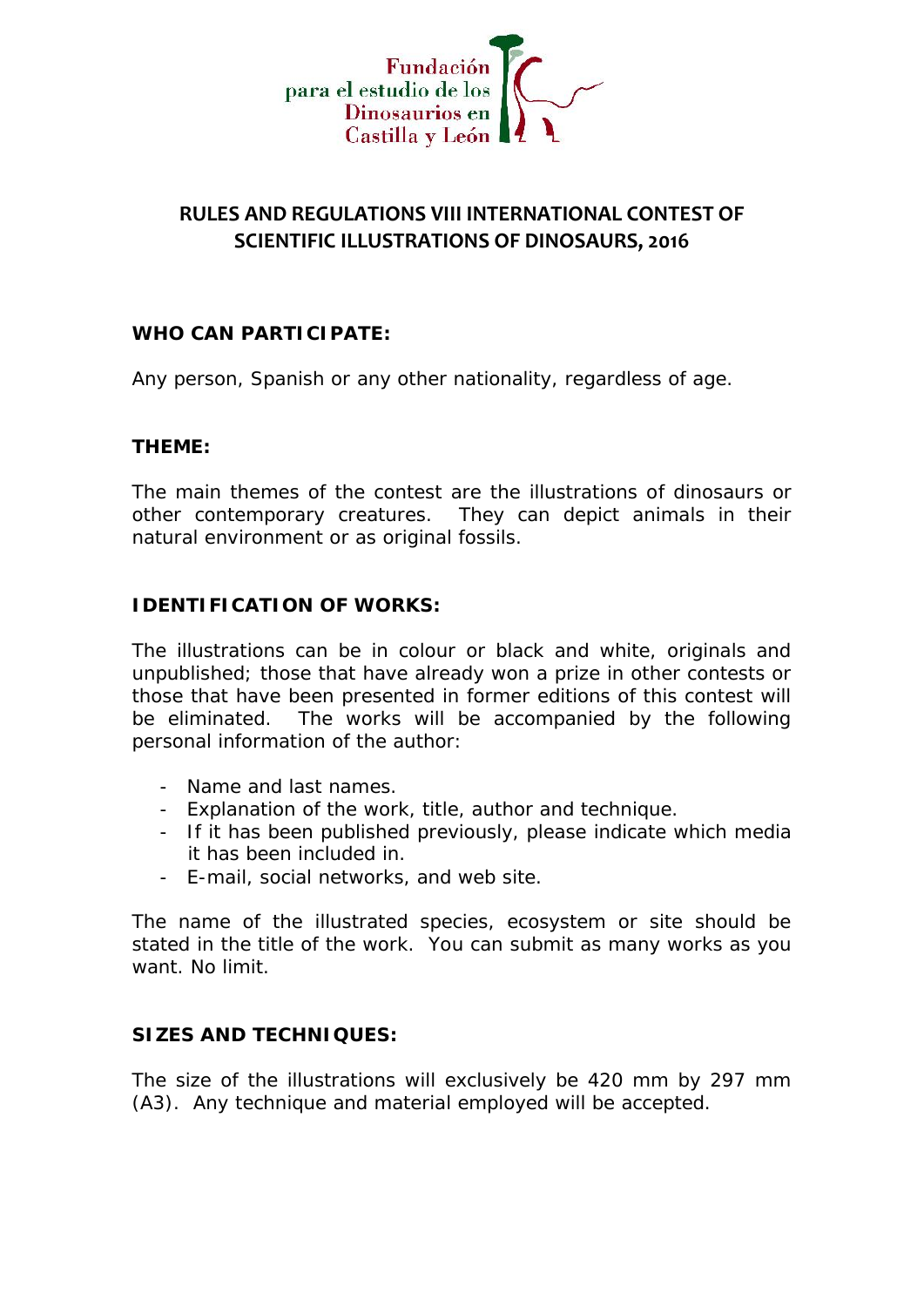Fundación
para el estudio de los
Dinosaurios en
Castilla y León

# RULES AND REGULATIONS VIII INTERNATIONAL CONTEST OF SCIENTIFIC ILLUSTRATIONS OF DINOSAURS, 2016

## WHO CAN PARTICIPATE:

Any person, Spanish or any other nationality, regardless of age.

## THEME:

The main themes of the contest are the illustrations of dinosaurs or other contemporary creatures. They can depict animals in their natural environment or as original fossils.

## IDENTIFICATION OF WORKS:

The illustrations can be in colour or black and white, originals and unpublished; those that have already won a prize in other contests or those that have been presented in former editions of this contest will be eliminated. The works will be accompanied by the following personal information of the author:

- Name and last names.
- Explanation of the work, title, author and technique.
- If it has been published previously, please indicate which media it has been included in.
- E-mail, social networks, and web site.

The name of the illustrated species, ecosystem or site should be stated in the title of the work. You can submit as many works as you want. No limit.

## SIZES AND TECHNIQUES:

The size of the illustrations will exclusively be 420 mm by 297 mm (A3). Any technique and material employed will be accepted.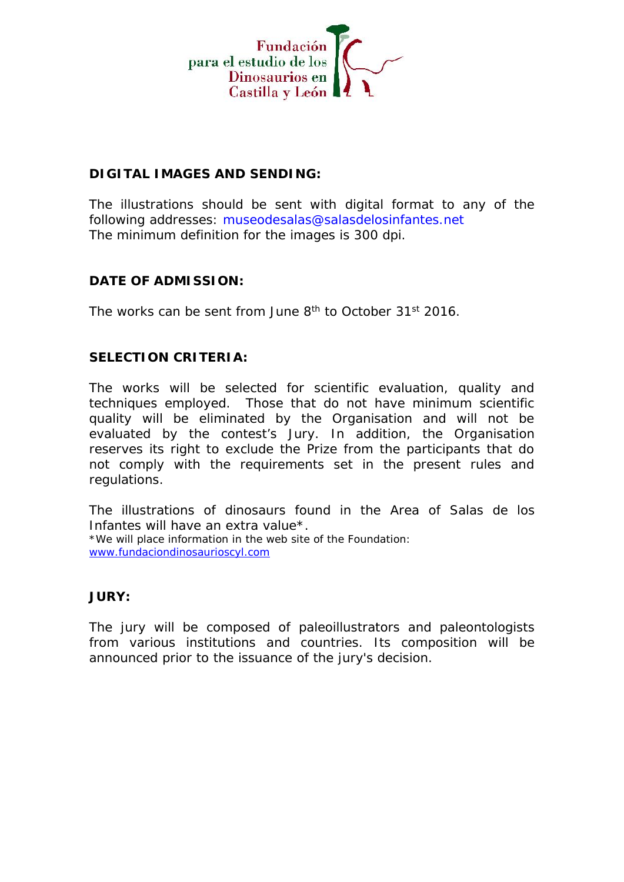Fundación para el estudio de los Dinosaurios en Castilla y León

**DIGITAL IMAGES AND SENDING:**

The illustrations should be sent with digital format to any of the following addresses: museodesalas@salasdelosinfantes.net
The minimum definition for the images is 300 dpi.

**DATE OF ADMISSION:**

The works can be sent from June 8th to October 31st 2016.

**SELECTION CRITERIA:**

The works will be selected for scientific evaluation, quality and techniques employed. Those that do not have minimum scientific quality will be eliminated by the Organisation and will not be evaluated by the contest's Jury. In addition, the Organisation reserves its right to exclude the Prize from the participants that do not comply with the requirements set in the present rules and regulations.

The illustrations of dinosaurs found in the Area of Salas de los Infantes will have an extra value*.

*We will place information in the web site of the Foundation: www.fundaciondinosaurioscyl.com

**JURY:**

The jury will be composed of paleoillustrators and paleontologists from various institutions and countries. Its composition will be announced prior to the issuance of the jury's decision.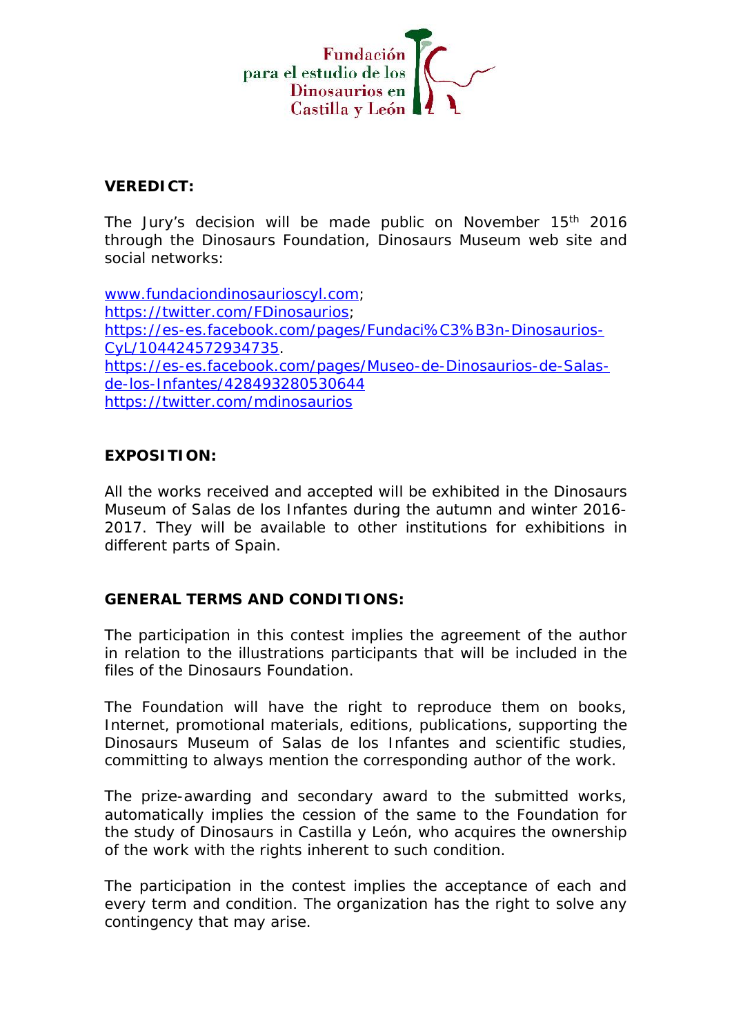**VEREDICT:**

The Jury's decision will be made public on November 15th 2016 through the Dinosaurs Foundation, Dinosaurs Museum web site and social networks:

[www.fundaciondinosaurioscyl.com](http://www.fundaciondinosaurioscyl.com);
[https://twitter.com/FDinosaurios](https://twitter.com/FDinosaurios);
[https://es-es.facebook.com/pages/Fundaci%C3%B3n-Dinosaurios-CyL/104424572934735](https://es-es.facebook.com/pages/Fundaci%C3%B3n-Dinosaurios-CyL/104424572934735).
[https://es-es.facebook.com/pages/Museo-de-Dinosaurios-de-Salas-de-los-Infantes/428493280530644](https://es-es.facebook.com/pages/Museo-de-Dinosaurios-de-Salas-de-los-Infantes/428493280530644)
[https://twitter.com/mdinosaurios](https://twitter.com/mdinosaurios)

**EXPOSITION:**

All the works received and accepted will be exhibited in the Dinosaurs Museum of Salas de los Infantes during the autumn and winter 2016-2017. They will be available to other institutions for exhibitions in different parts of Spain.

**GENERAL TERMS AND CONDITIONS:**

The participation in this contest implies the agreement of the author in relation to the illustrations participants that will be included in the files of the Dinosaurs Foundation.

The Foundation will have the right to reproduce them on books, Internet, promotional materials, editions, publications, supporting the Dinosaurs Museum of Salas de los Infantes and scientific studies, committing to always mention the corresponding author of the work.

The prize-awarding and secondary award to the submitted works, automatically implies the cession of the same to the Foundation for the study of Dinosaurs in Castilla y León, who acquires the ownership of the work with the rights inherent to such condition.

The participation in the contest implies the acceptance of each and every term and condition. The organization has the right to solve any contingency that may arise.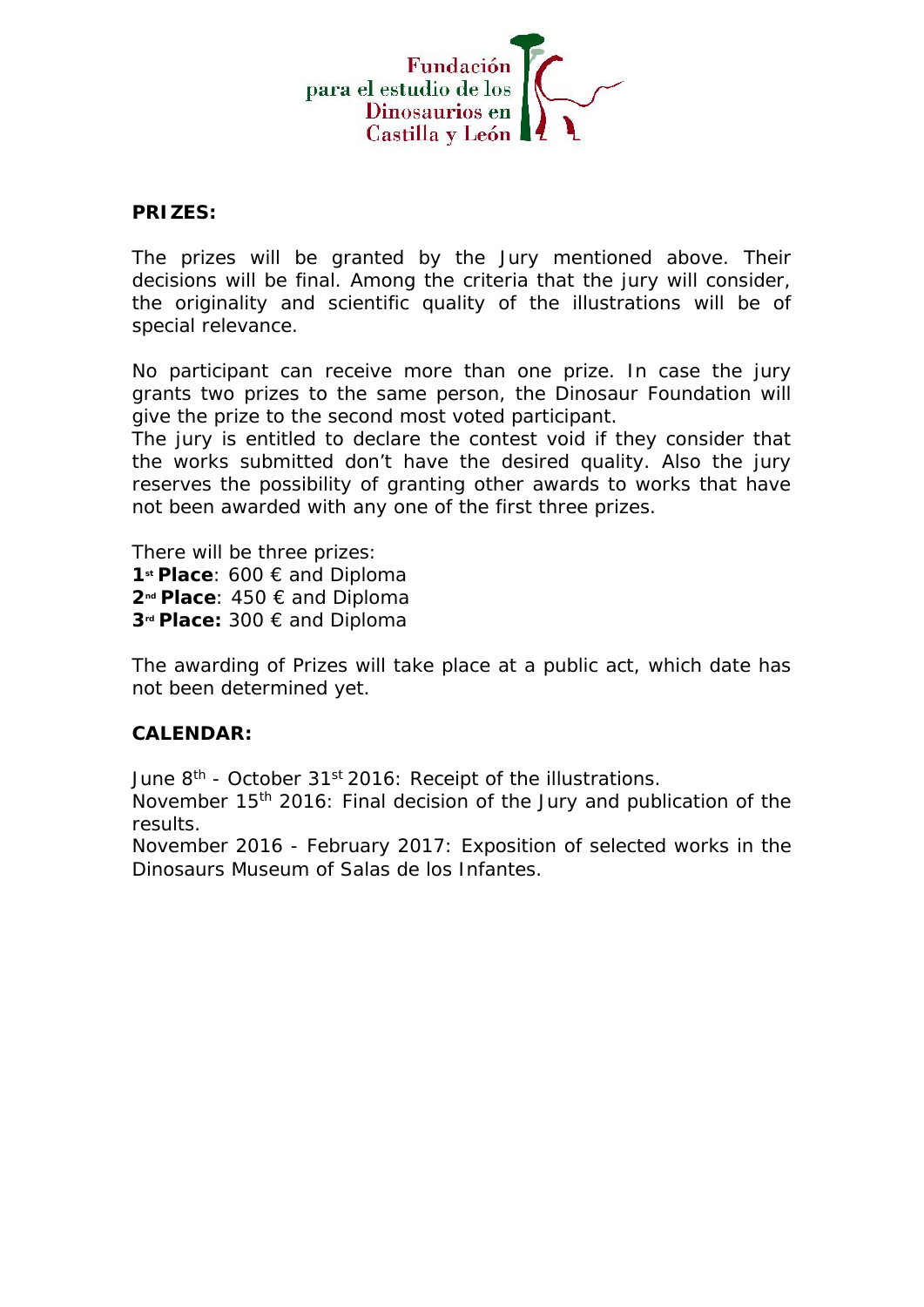## PRIZES:

The prizes will be granted by the Jury mentioned above. Their decisions will be final. Among the criteria that the jury will consider, the originality and scientific quality of the illustrations will be of special relevance.

No participant can receive more than one prize. In case the jury grants two prizes to the same person, the Dinosaur Foundation will give the prize to the second most voted participant.
The jury is entitled to declare the contest void if they consider that the works submitted don't have the desired quality. Also the jury reserves the possibility of granting other awards to works that have not been awarded with any one of the first three prizes.

There will be three prizes:
**1st Place**: 600 € and Diploma
**2nd Place**: 450 € and Diploma
**3rd Place:** 300 € and Diploma

The awarding of Prizes will take place at a public act, which date has not been determined yet.

## CALENDAR:

June 8th - October 31st 2016: Receipt of the illustrations.
November 15th 2016: Final decision of the Jury and publication of the results.
November 2016 - February 2017: Exposition of selected works in the Dinosaurs Museum of Salas de los Infantes.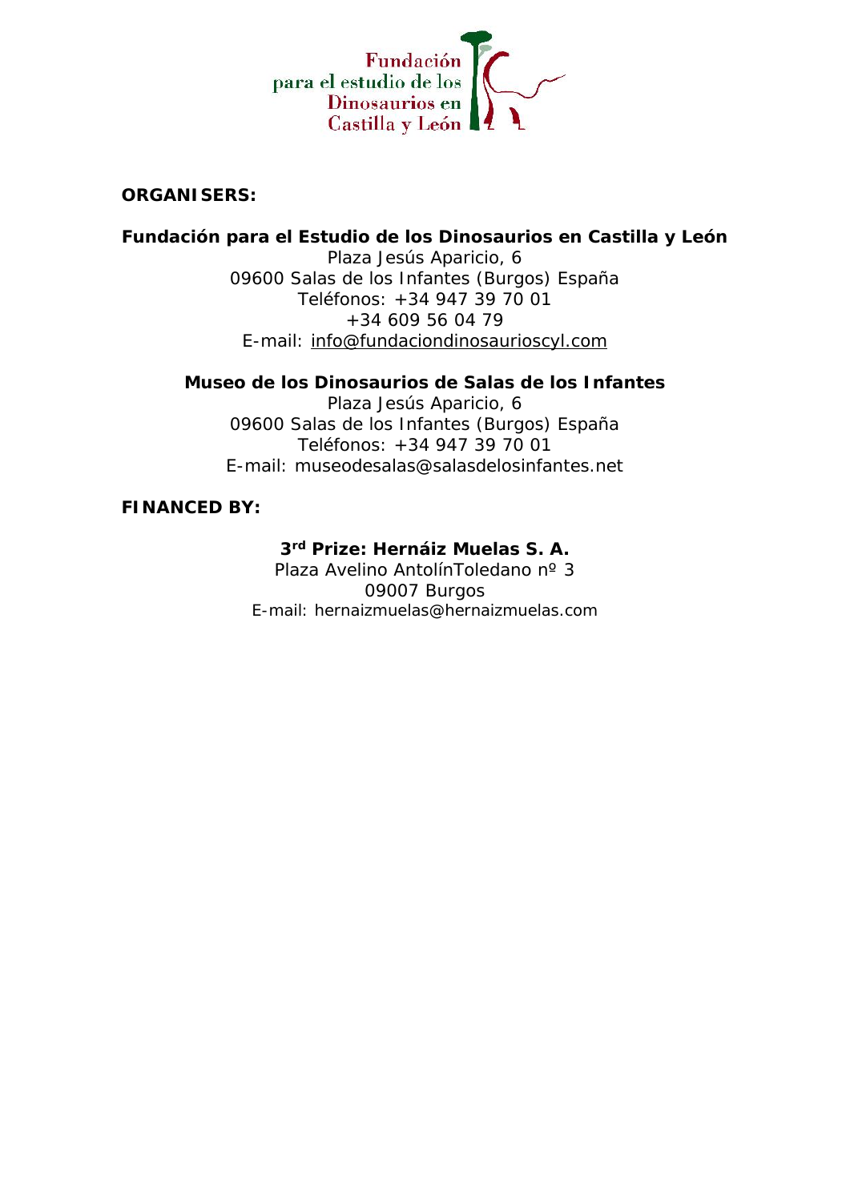Fundación
para el estudio de los
Dinosaurios en
Castilla y León

**ORGANISERS:**

**Fundación para el Estudio de los Dinosaurios en Castilla y León**
Plaza Jesús Aparicio, 6
09600 Salas de los Infantes (Burgos) España
Teléfonos: +34 947 39 70 01
+34 609 56 04 79
E-mail: info@fundaciondinosaurioscyl.com

**Museo de los Dinosaurios de Salas de los Infantes**
Plaza Jesús Aparicio, 6
09600 Salas de los Infantes (Burgos) España
Teléfonos: +34 947 39 70 01
E-mail: museodesalas@salasdelosinfantes.net

**FINANCED BY:**

**3rd Prize: Hernáiz Muelas S. A.**
Plaza Avelino AntolínToledano nº 3
09007 Burgos
E-mail: hernaizmuelas@hernaizmuelas.com